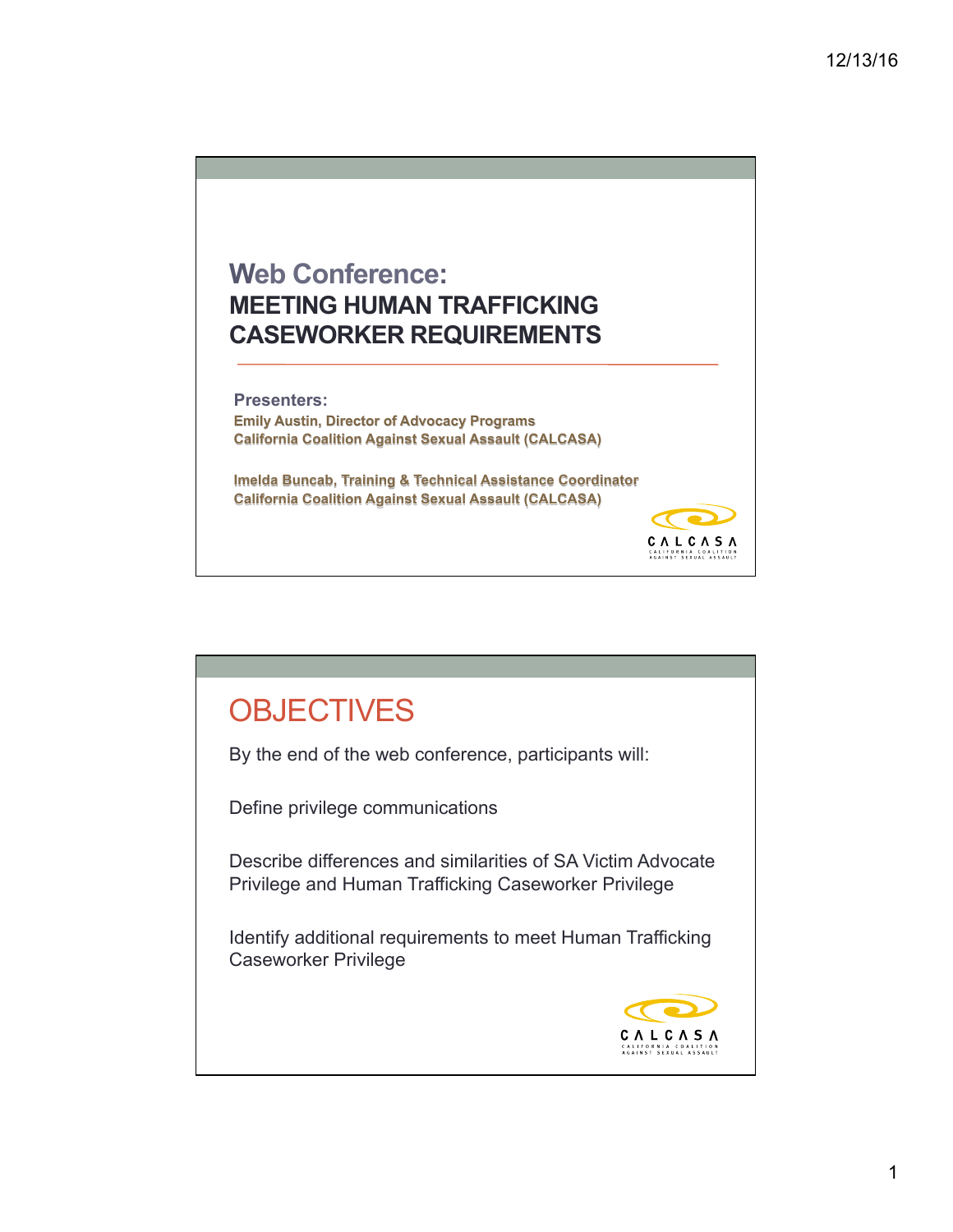# Web Conference:
## MEETING HUMAN TRAFFICKING CASEWORKER REQUIREMENTS

**Presenters:**

**Emily Austin, Director of Advocacy Programs**
**California Coalition Against Sexual Assault (CALCASA)**

**Imelda Buncab, Training & Technical Assistance Coordinator**
**California Coalition Against Sexual Assault (CALCASA)**

## OBJECTIVES

By the end of the web conference, participants will:

Define privilege communications

Describe differences and similarities of SA Victim Advocate Privilege and Human Trafficking Caseworker Privilege

Identify additional requirements to meet Human Trafficking Caseworker Privilege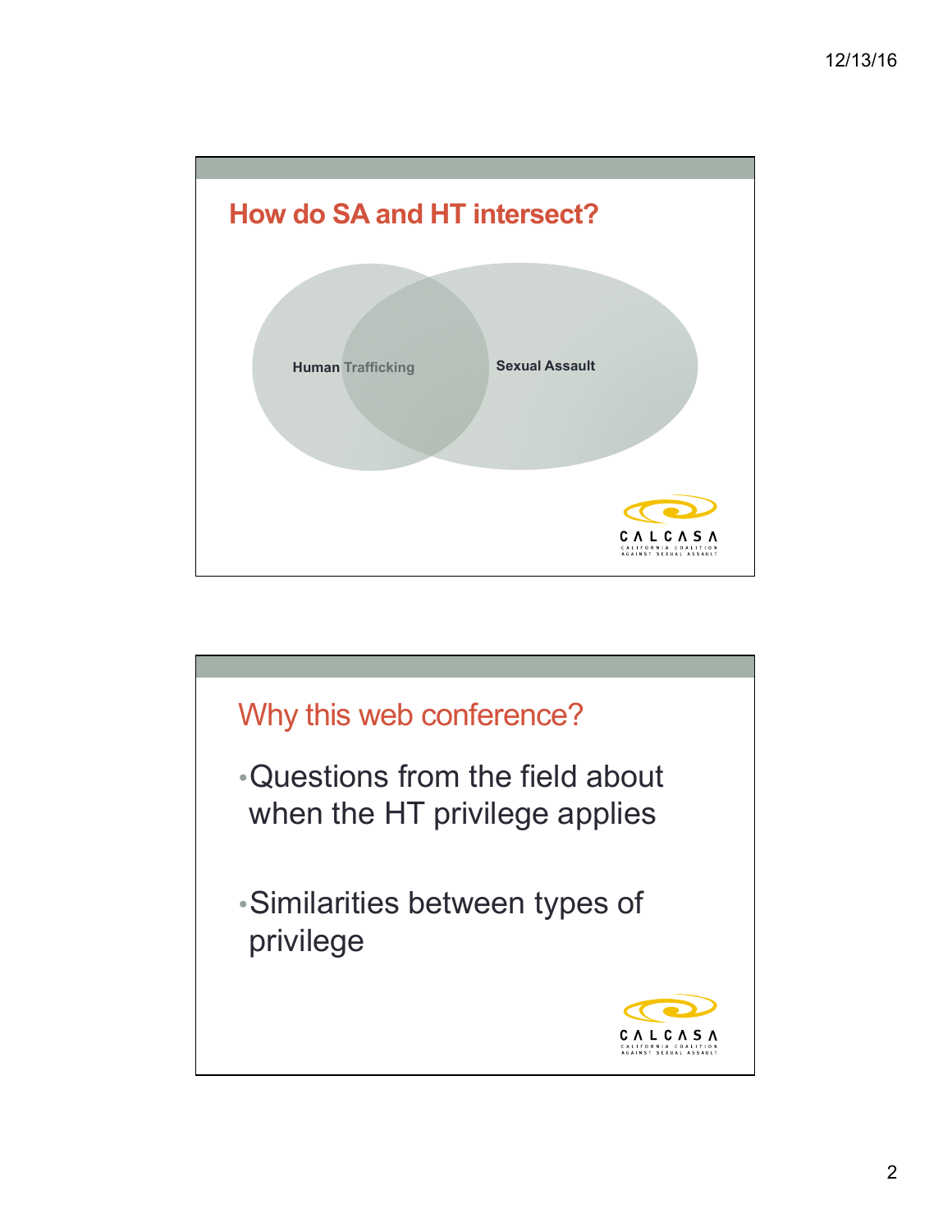## How do SA and HT intersect?

Human Trafficking

Sexual Assault

CALCASA
CALIFORNIA COALITION AGAINST SEXUAL ASSAULT

## Why this web conference?

- Questions from the field about when the HT privilege applies
- Similarities between types of privilege

CALCASA
CALIFORNIA COALITION AGAINST SEXUAL ASSAULT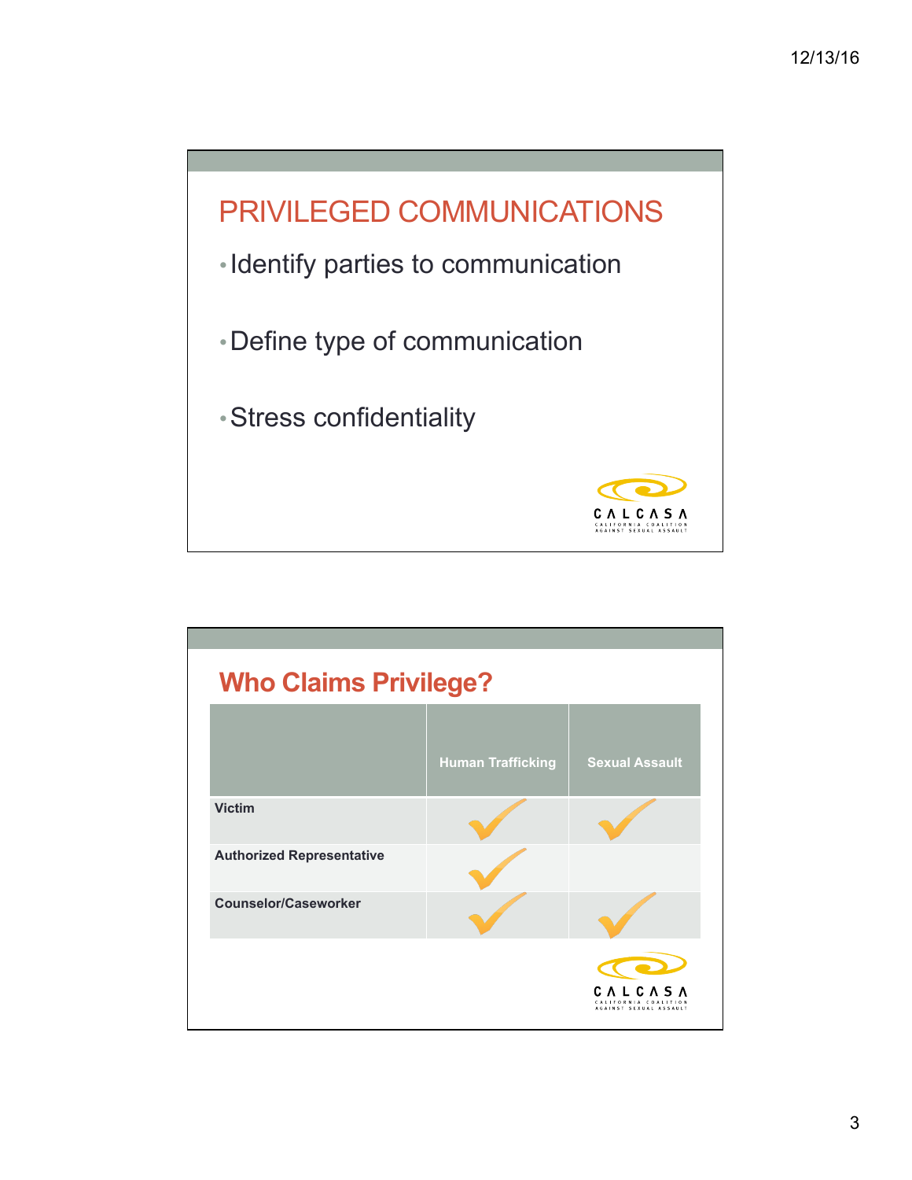## PRIVILEGED COMMUNICATIONS

- Identify parties to communication
- Define type of communication
- Stress confidentiality

CALCASA
CALIFORNIA COALITION AGAINST SEXUAL ASSAULT

## Who Claims Privilege?

| | Human Trafficking | Sexual Assault |
|---|---|---|
| **Victim** | ✓ | ✓ |
| **Authorized Representative** | ✓ | |
| **Counselor/Caseworker** | ✓ | ✓ |

CALCASA
CALIFORNIA COALITION AGAINST SEXUAL ASSAULT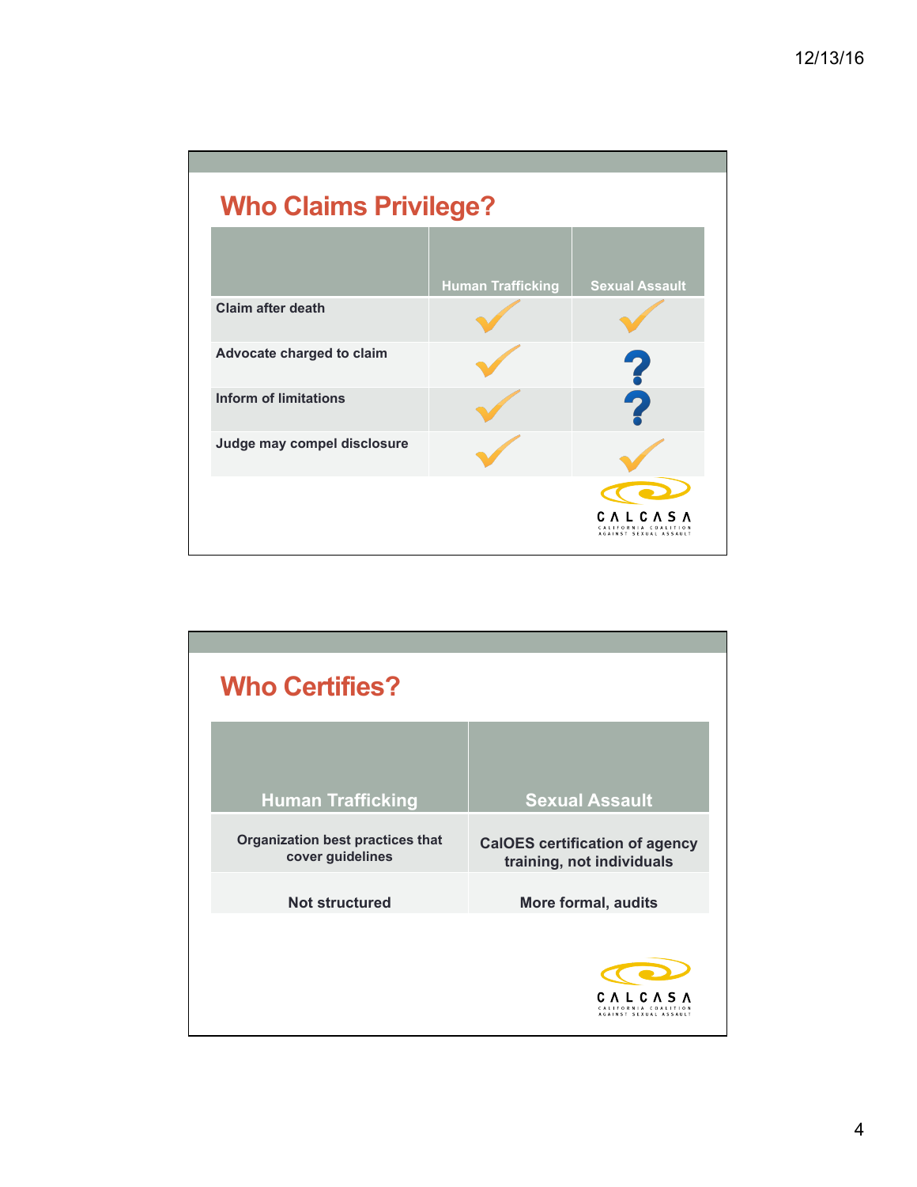## Who Claims Privilege?

| | Human Trafficking | Sexual Assault |
|---|---|---|
| Claim after death | ✓ | ✓ |
| Advocate charged to claim | ✓ | ? |
| Inform of limitations | ✓ | ? |
| Judge may compel disclosure | ✓ | ✓ |

CALCASA
CALIFORNIA COALITION AGAINST SEXUAL ASSAULT

## Who Certifies?

| Human Trafficking | Sexual Assault |
|---|---|
| Organization best practices that cover guidelines | CalOES certification of agency training, not individuals |
| Not structured | More formal, audits |

CALCASA
CALIFORNIA COALITION AGAINST SEXUAL ASSAULT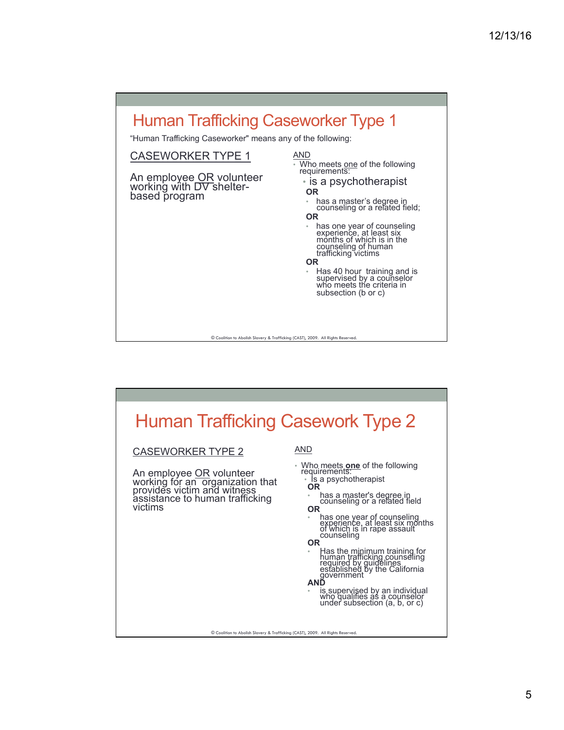## Human Trafficking Caseworker Type 1

"Human Trafficking Caseworker" means any of the following:

CASEWORKER TYPE 1

An employee OR volunteer working with DV shelter-based program

AND

- Who meets one of the following requirements:
  - is a psychotherapist

  **OR**

  - has a master's degree in counseling or a related field;

  **OR**

  - has one year of counseling experience, at least six months of which is in the counseling of human trafficking victims

  **OR**

  - Has 40 hour training and is supervised by a counselor who meets the criteria in subsection (b or c)

© Coalition to Abolish Slavery & Trafficking (CAST), 2009. All Rights Reserved.

## Human Trafficking Casework Type 2

CASEWORKER TYPE 2

An employee OR volunteer working for an organization that provides victim and witness assistance to human trafficking victims

AND

- Who meets **one** of the following requirements:
  - Is a psychotherapist

  **OR**

  - has a master's degree in counseling or a related field

  **OR**

  - has one year of counseling experience, at least six months of which is in rape assault counseling

  **OR**

  - Has the minimum training for human trafficking counseling required by guidelines established by the California government

  **AND**

  - is supervised by an individual who qualifies as a counselor under subsection (a, b, or c)

© Coalition to Abolish Slavery & Trafficking (CAST), 2009. All Rights Reserved.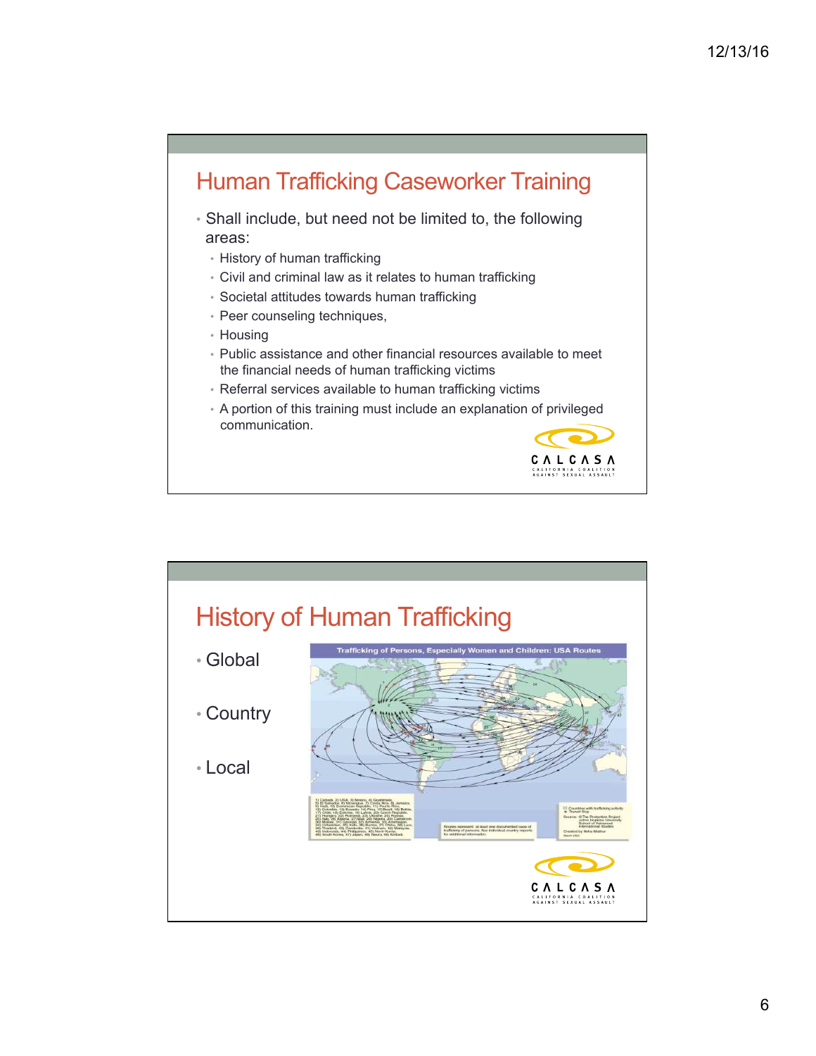## Human Trafficking Caseworker Training

- Shall include, but need not be limited to, the following areas:
  - History of human trafficking
  - Civil and criminal law as it relates to human trafficking
  - Societal attitudes towards human trafficking
  - Peer counseling techniques,
  - Housing
  - Public assistance and other financial resources available to meet the financial needs of human trafficking victims
  - Referral services available to human trafficking victims
  - A portion of this training must include an explanation of privileged communication.

## History of Human Trafficking

- Global
- Country
- Local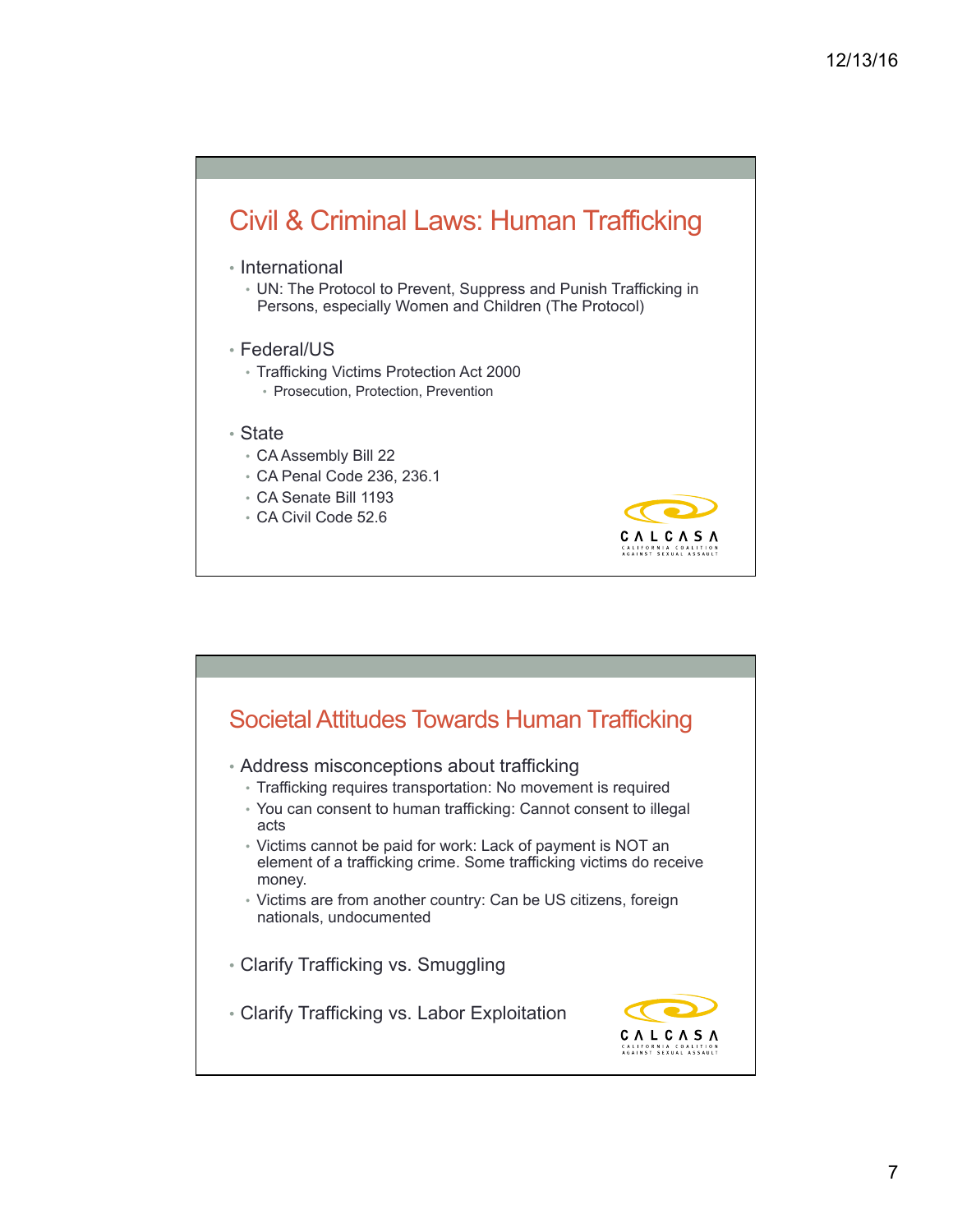## Civil & Criminal Laws: Human Trafficking

- International
  - UN: The Protocol to Prevent, Suppress and Punish Trafficking in Persons, especially Women and Children (The Protocol)
- Federal/US
  - Trafficking Victims Protection Act 2000
    - Prosecution, Protection, Prevention
- State
  - CA Assembly Bill 22
  - CA Penal Code 236, 236.1
  - CA Senate Bill 1193
  - CA Civil Code 52.6

## Societal Attitudes Towards Human Trafficking

- Address misconceptions about trafficking
  - Trafficking requires transportation: No movement is required
  - You can consent to human trafficking: Cannot consent to illegal acts
  - Victims cannot be paid for work: Lack of payment is NOT an element of a trafficking crime. Some trafficking victims do receive money.
  - Victims are from another country: Can be US citizens, foreign nationals, undocumented
- Clarify Trafficking vs. Smuggling
- Clarify Trafficking vs. Labor Exploitation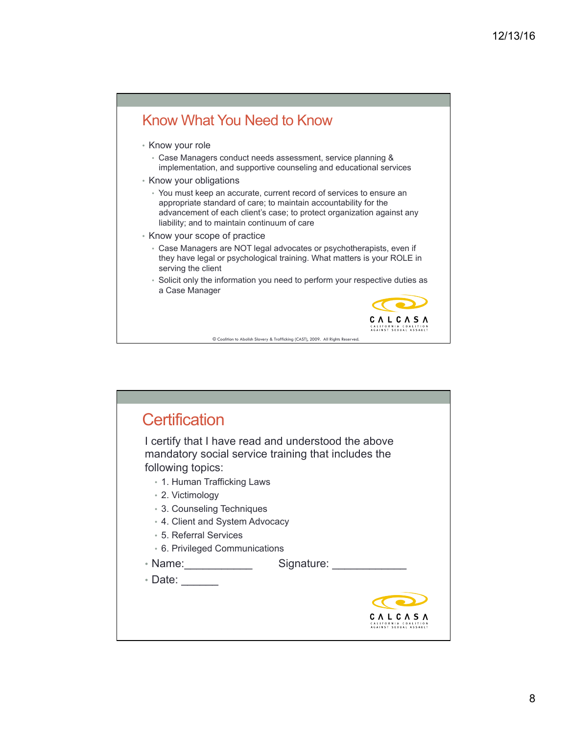## Know What You Need to Know

- Know your role
  - Case Managers conduct needs assessment, service planning & implementation, and supportive counseling and educational services
- Know your obligations
  - You must keep an accurate, current record of services to ensure an appropriate standard of care; to maintain accountability for the advancement of each client's case; to protect organization against any liability; and to maintain continuum of care
- Know your scope of practice
  - Case Managers are NOT legal advocates or psychotherapists, even if they have legal or psychological training. What matters is your ROLE in serving the client
  - Solicit only the information you need to perform your respective duties as a Case Manager

CALCASA
CALIFORNIA COALITION AGAINST SEXUAL ASSAULT

© Coalition to Abolish Slavery & Trafficking (CAST), 2009. All Rights Reserved.

## Certification

I certify that I have read and understood the above mandatory social service training that includes the following topics:

- 1. Human Trafficking Laws
- 2. Victimology
- 3. Counseling Techniques
- 4. Client and System Advocacy
- 5. Referral Services
- 6. Privileged Communications

- Name:___________ Signature: ____________
- Date: ______

CALCASA
CALIFORNIA COALITION AGAINST SEXUAL ASSAULT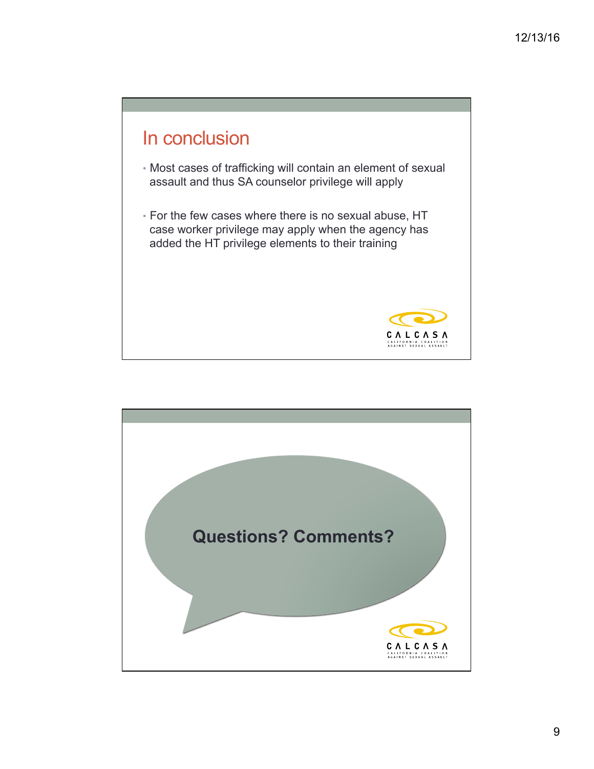## In conclusion

- Most cases of trafficking will contain an element of sexual assault and thus SA counselor privilege will apply
- For the few cases where there is no sexual abuse, HT case worker privilege may apply when the agency has added the HT privilege elements to their training

CALCASA
CALIFORNIA COALITION AGAINST SEXUAL ASSAULT

**Questions? Comments?**

CALCASA
CALIFORNIA COALITION AGAINST SEXUAL ASSAULT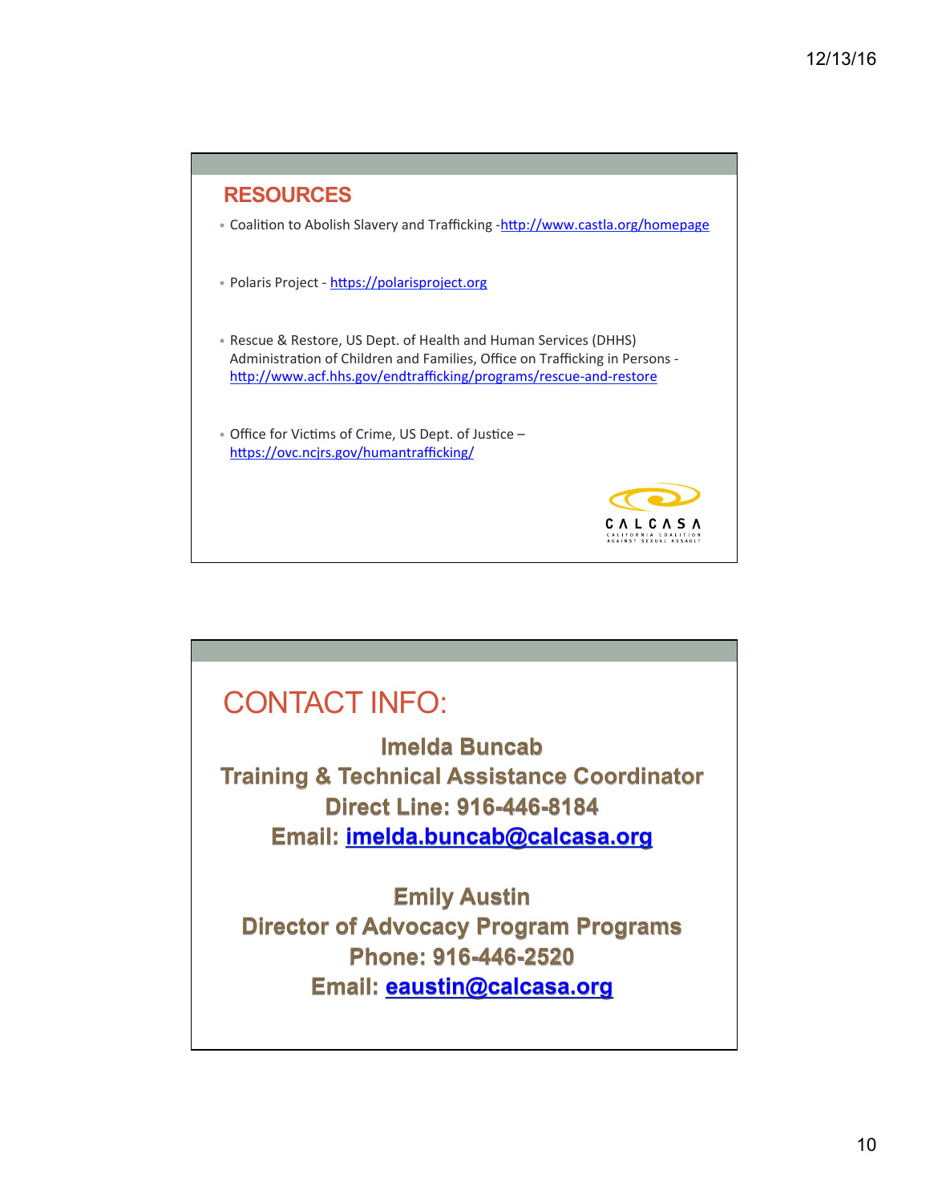## RESOURCES

- Coalition to Abolish Slavery and Trafficking -http://www.castla.org/homepage
- Polaris Project - https://polarisproject.org
- Rescue & Restore, US Dept. of Health and Human Services (DHHS) Administration of Children and Families, Office on Trafficking in Persons - http://www.acf.hhs.gov/endtrafficking/programs/rescue-and-restore
- Office for Victims of Crime, US Dept. of Justice – https://ovc.ncjrs.gov/humantrafficking/

CALCASA
CALIFORNIA COALITION AGAINST SEXUAL ASSAULT

## CONTACT INFO:

**Imelda Buncab**
**Training & Technical Assistance Coordinator**
**Direct Line: 916-446-8184**
**Email: imelda.buncab@calcasa.org**

**Emily Austin**
**Director of Advocacy Program Programs**
**Phone: 916-446-2520**
**Email: eaustin@calcasa.org**